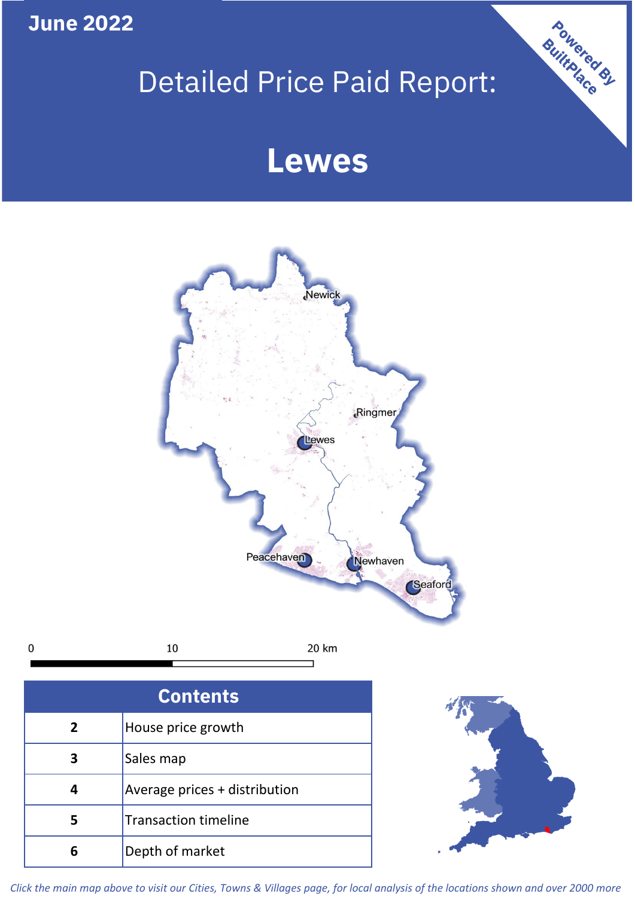June 2022

# Detailed Price Paid Report:

# Lewes

Powered By BuiltPlace

| Contents | |
|---|---|
| 2 | House price growth |
| 3 | Sales map |
| 4 | Average prices + distribution |
| 5 | Transaction timeline |
| 6 | Depth of market |

*Click the main map above to visit our Cities, Towns & Villages page, for local analysis of the locations shown and over 2000 more*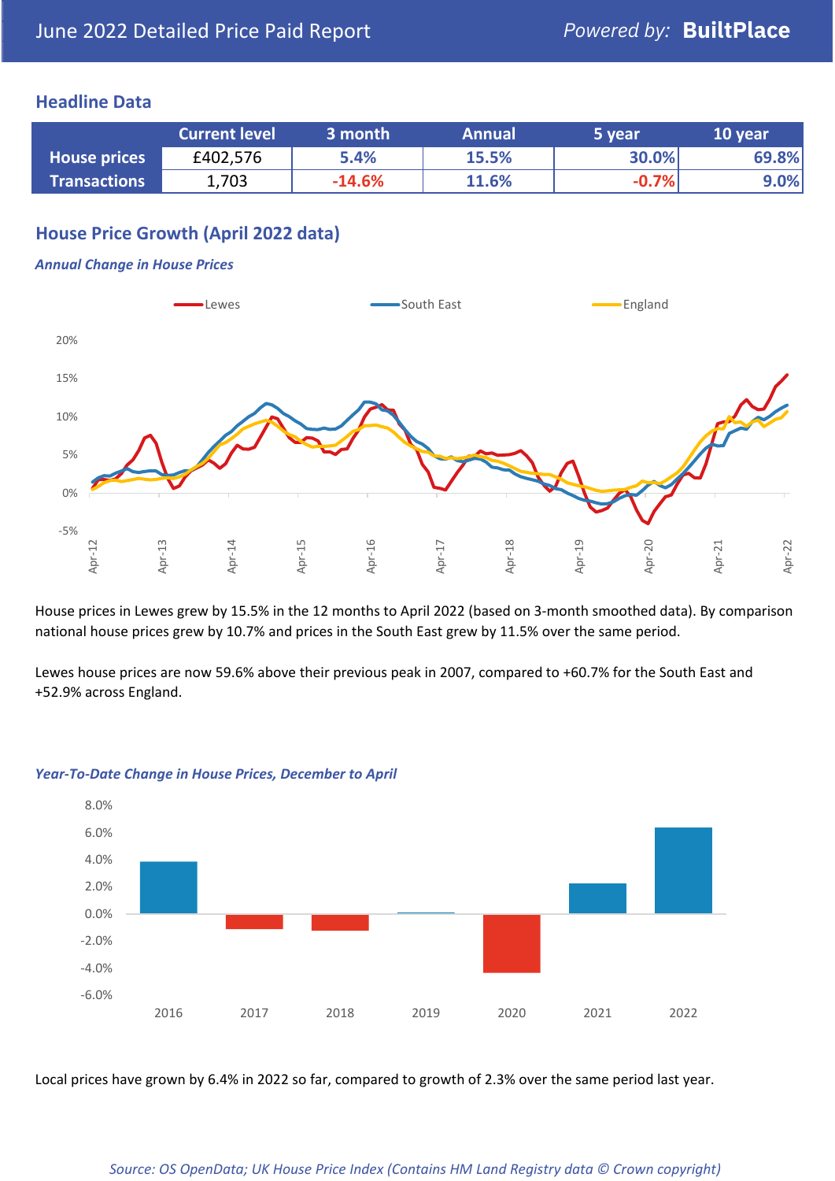June 2022 Detailed Price Paid Report

Powered by: **BuiltPlace**

## Headline Data

| | Current level | 3 month | Annual | 5 year | 10 year |
|---|---|---|---|---|---|
| **House prices** | £402,576 | 5.4% | 15.5% | 30.0% | 69.8% |
| **Transactions** | 1,703 | -14.6% | 11.6% | -0.7% | 9.0% |

## House Price Growth (April 2022 data)

### *Annual Change in House Prices*

House prices in Lewes grew by 15.5% in the 12 months to April 2022 (based on 3-month smoothed data). By comparison national house prices grew by 10.7% and prices in the South East grew by 11.5% over the same period.

Lewes house prices are now 59.6% above their previous peak in 2007, compared to +60.7% for the South East and +52.9% across England.

### *Year-To-Date Change in House Prices, December to April*

Local prices have grown by 6.4% in 2022 so far, compared to growth of 2.3% over the same period last year.

*Source: OS OpenData; UK House Price Index (Contains HM Land Registry data © Crown copyright)*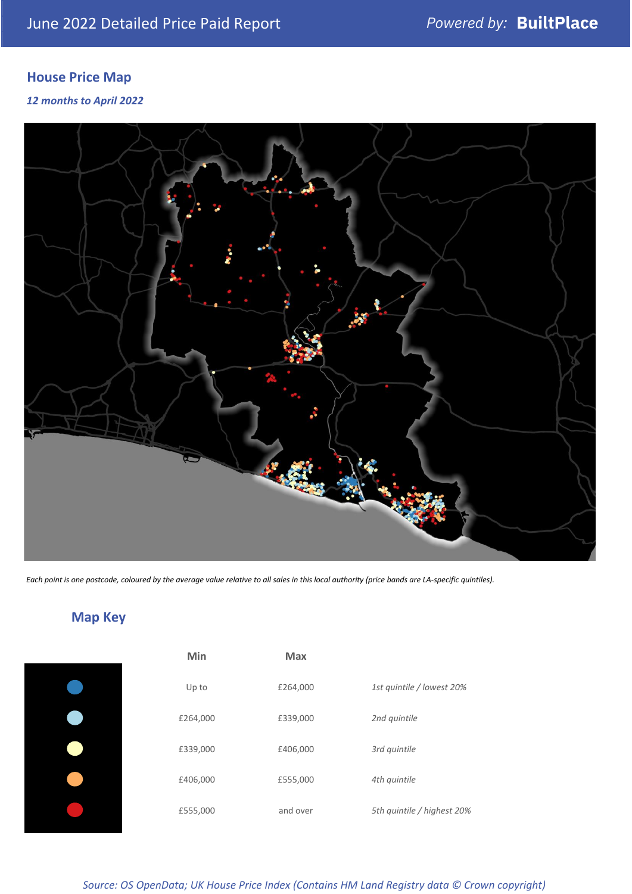## June 2022 Detailed Price Paid Report

Powered by: **BuiltPlace**

## House Price Map

*12 months to April 2022*

*Each point is one postcode, coloured by the average value relative to all sales in this local authority (price bands are LA-specific quintiles).*

## Map Key

| | Min | Max | |
|---|---|---|---|
| ● (dark blue) | Up to | £264,000 | *1st quintile / lowest 20%* |
| ● (light blue) | £264,000 | £339,000 | *2nd quintile* |
| ● (pale yellow) | £339,000 | £406,000 | *3rd quintile* |
| ● (orange) | £406,000 | £555,000 | *4th quintile* |
| ● (red) | £555,000 | and over | *5th quintile / highest 20%* |

*Source: OS OpenData; UK House Price Index (Contains HM Land Registry data © Crown copyright)*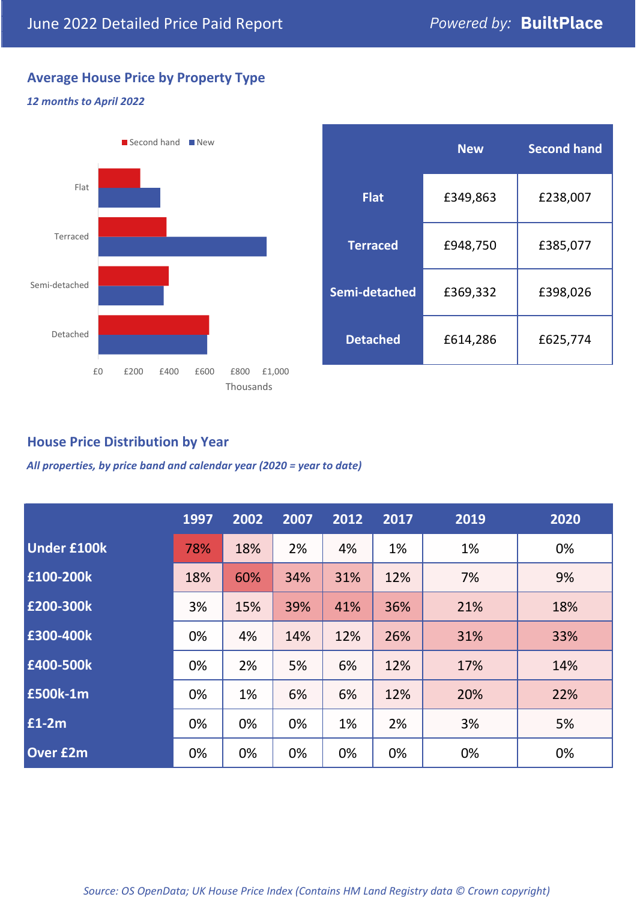June 2022 Detailed Price Paid Report

*Powered by:* **BuiltPlace**

## Average House Price by Property Type

***12 months to April 2022***

| | New | Second hand |
|---|---|---|
| **Flat** | £349,863 | £238,007 |
| **Terraced** | £948,750 | £385,077 |
| **Semi-detached** | £369,332 | £398,026 |
| **Detached** | £614,286 | £625,774 |

## House Price Distribution by Year

***All properties, by price band and calendar year (2020 = year to date)***

| | 1997 | 2002 | 2007 | 2012 | 2017 | 2019 | 2020 |
|---|---|---|---|---|---|---|---|
| **Under £100k** | 78% | 18% | 2% | 4% | 1% | 1% | 0% |
| **£100-200k** | 18% | 60% | 34% | 31% | 12% | 7% | 9% |
| **£200-300k** | 3% | 15% | 39% | 41% | 36% | 21% | 18% |
| **£300-400k** | 0% | 4% | 14% | 12% | 26% | 31% | 33% |
| **£400-500k** | 0% | 2% | 5% | 6% | 12% | 17% | 14% |
| **£500k-1m** | 0% | 1% | 6% | 6% | 12% | 20% | 22% |
| **£1-2m** | 0% | 0% | 0% | 1% | 2% | 3% | 5% |
| **Over £2m** | 0% | 0% | 0% | 0% | 0% | 0% | 0% |

*Source: OS OpenData; UK House Price Index (Contains HM Land Registry data © Crown copyright)*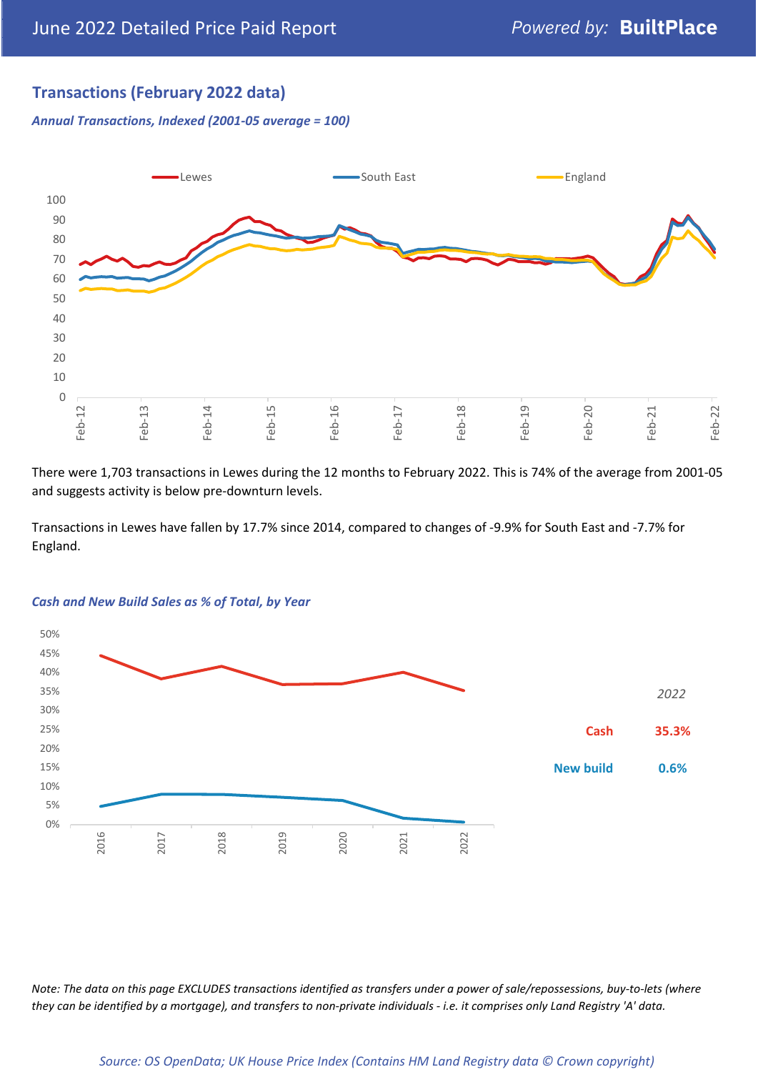## Transactions (February 2022 data)

*Annual Transactions, Indexed (2001-05 average = 100)*

There were 1,703 transactions in Lewes during the 12 months to February 2022. This is 74% of the average from 2001-05 and suggests activity is below pre-downturn levels.

Transactions in Lewes have fallen by 17.7% since 2014, compared to changes of -9.9% for South East and -7.7% for England.

*Cash and New Build Sales as % of Total, by Year*

| 2022 | |
|---|---|
| Cash | 35.3% |
| New build | 0.6% |

*Note: The data on this page EXCLUDES transactions identified as transfers under a power of sale/repossessions, buy-to-lets (where they can be identified by a mortgage), and transfers to non-private individuals - i.e. it comprises only Land Registry 'A' data.*

*Source: OS OpenData; UK House Price Index (Contains HM Land Registry data © Crown copyright)*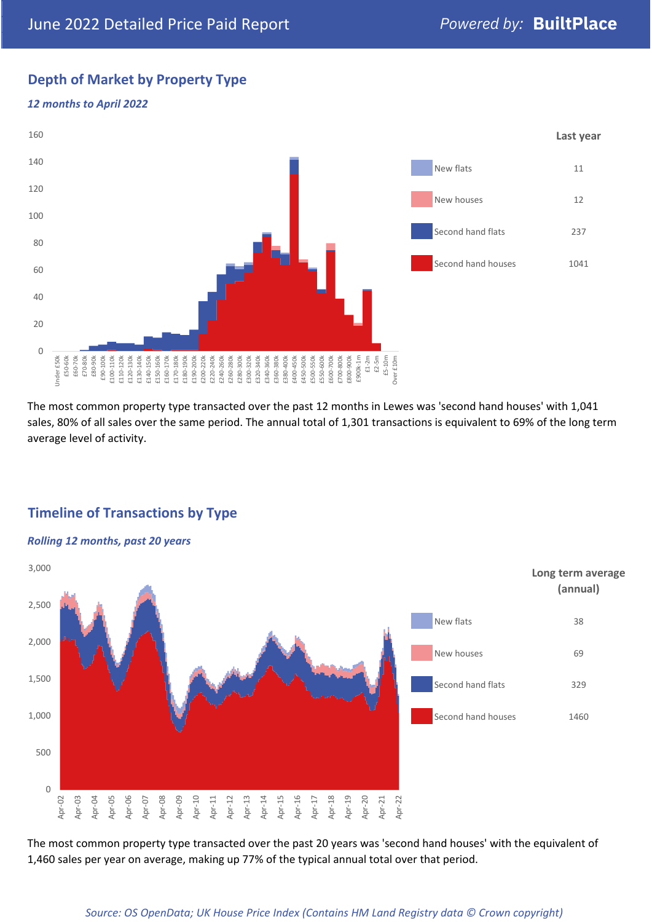June 2022 Detailed Price Paid Report

Powered by: **BuiltPlace**

## Depth of Market by Property Type

*12 months to April 2022*

160
140
120
100
80
60
40
20
0

Under £50k, £50-60k, £60-70k, £70-80k, £80-90k, £90-100k, £100-110k, £110-120k, £120-130k, £130-140k, £140-150k, £150-160k, £160-170k, £170-180k, £180-190k, £190-200k, £200-220k, £220-240k, £240-260k, £260-280k, £280-300k, £300-320k, £320-340k, £340-360k, £360-380k, £380-400k, £400-450k, £450-500k, £500-550k, £550-600k, £600-700k, £700-800k, £800-900k, £900k-1m, £1-2m, £2-5m, £5-10m, Over £10m

Last year

New flats 11
New houses 12
Second hand flats 237
Second hand houses 1041

The most common property type transacted over the past 12 months in Lewes was 'second hand houses' with 1,041 sales, 80% of all sales over the same period. The annual total of 1,301 transactions is equivalent to 69% of the long term average level of activity.

## Timeline of Transactions by Type

*Rolling 12 months, past 20 years*

3,000
2,500
2,000
1,500
1,000
500
0

Apr-02, Apr-03, Apr-04, Apr-05, Apr-06, Apr-07, Apr-08, Apr-09, Apr-10, Apr-11, Apr-12, Apr-13, Apr-14, Apr-15, Apr-16, Apr-17, Apr-18, Apr-19, Apr-20, Apr-21, Apr-22

Long term average (annual)

New flats 38
New houses 69
Second hand flats 329
Second hand houses 1460

The most common property type transacted over the past 20 years was 'second hand houses' with the equivalent of 1,460 sales per year on average, making up 77% of the typical annual total over that period.

*Source: OS OpenData; UK House Price Index (Contains HM Land Registry data © Crown copyright)*